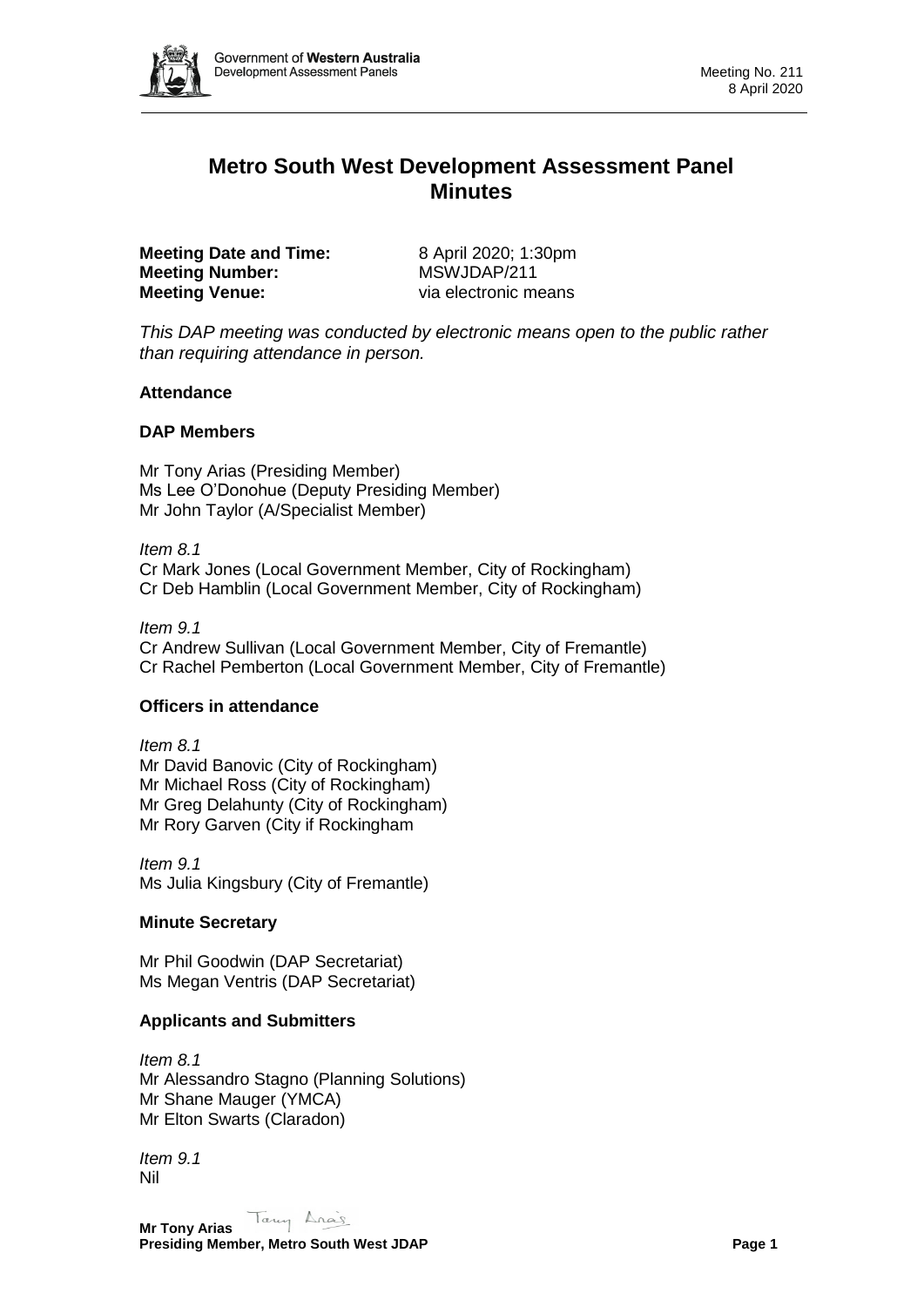# Metro South West Development Assessment Panel Minutes

**Meeting Date and Time:** 8 April 2020; 1:30pm
**Meeting Number:** MSWJDAP/211
**Meeting Venue:** via electronic means

*This DAP meeting was conducted by electronic means open to the public rather than requiring attendance in person.*

**Attendance**

**DAP Members**

Mr Tony Arias (Presiding Member)
Ms Lee O'Donohue (Deputy Presiding Member)
Mr John Taylor (A/Specialist Member)

*Item 8.1*
Cr Mark Jones (Local Government Member, City of Rockingham)
Cr Deb Hamblin (Local Government Member, City of Rockingham)

*Item 9.1*
Cr Andrew Sullivan (Local Government Member, City of Fremantle)
Cr Rachel Pemberton (Local Government Member, City of Fremantle)

**Officers in attendance**

*Item 8.1*
Mr David Banovic (City of Rockingham)
Mr Michael Ross (City of Rockingham)
Mr Greg Delahunty (City of Rockingham)
Mr Rory Garven (City if Rockingham

*Item 9.1*
Ms Julia Kingsbury (City of Fremantle)

**Minute Secretary**

Mr Phil Goodwin (DAP Secretariat)
Ms Megan Ventris (DAP Secretariat)

**Applicants and Submitters**

*Item 8.1*
Mr Alessandro Stagno (Planning Solutions)
Mr Shane Mauger (YMCA)
Mr Elton Swarts (Claradon)

*Item 9.1*
Nil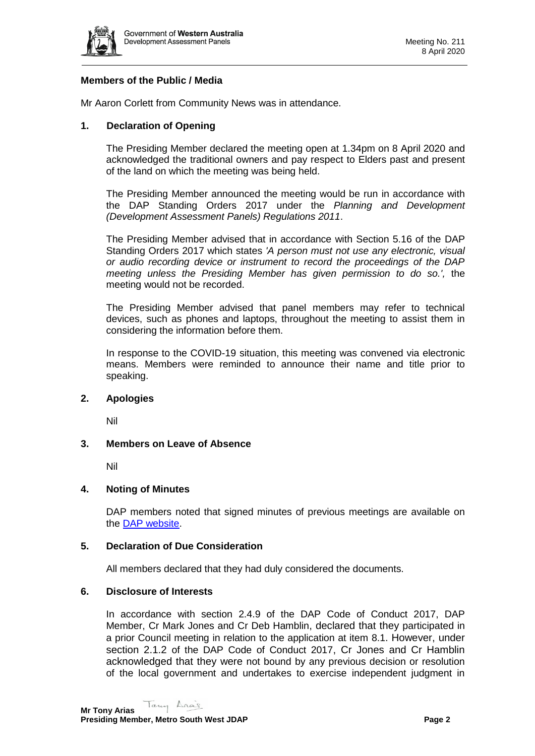**Members of the Public / Media**

Mr Aaron Corlett from Community News was in attendance.

## 1. Declaration of Opening

The Presiding Member declared the meeting open at 1.34pm on 8 April 2020 and acknowledged the traditional owners and pay respect to Elders past and present of the land on which the meeting was being held.

The Presiding Member announced the meeting would be run in accordance with the DAP Standing Orders 2017 under the *Planning and Development (Development Assessment Panels) Regulations 2011*.

The Presiding Member advised that in accordance with Section 5.16 of the DAP Standing Orders 2017 which states *'A person must not use any electronic, visual or audio recording device or instrument to record the proceedings of the DAP meeting unless the Presiding Member has given permission to do so.',* the meeting would not be recorded.

The Presiding Member advised that panel members may refer to technical devices, such as phones and laptops, throughout the meeting to assist them in considering the information before them.

In response to the COVID-19 situation, this meeting was convened via electronic means. Members were reminded to announce their name and title prior to speaking.

## 2. Apologies

Nil

## 3. Members on Leave of Absence

Nil

## 4. Noting of Minutes

DAP members noted that signed minutes of previous meetings are available on the DAP website.

## 5. Declaration of Due Consideration

All members declared that they had duly considered the documents.

## 6. Disclosure of Interests

In accordance with section 2.4.9 of the DAP Code of Conduct 2017, DAP Member, Cr Mark Jones and Cr Deb Hamblin, declared that they participated in a prior Council meeting in relation to the application at item 8.1. However, under section 2.1.2 of the DAP Code of Conduct 2017, Cr Jones and Cr Hamblin acknowledged that they were not bound by any previous decision or resolution of the local government and undertakes to exercise independent judgment in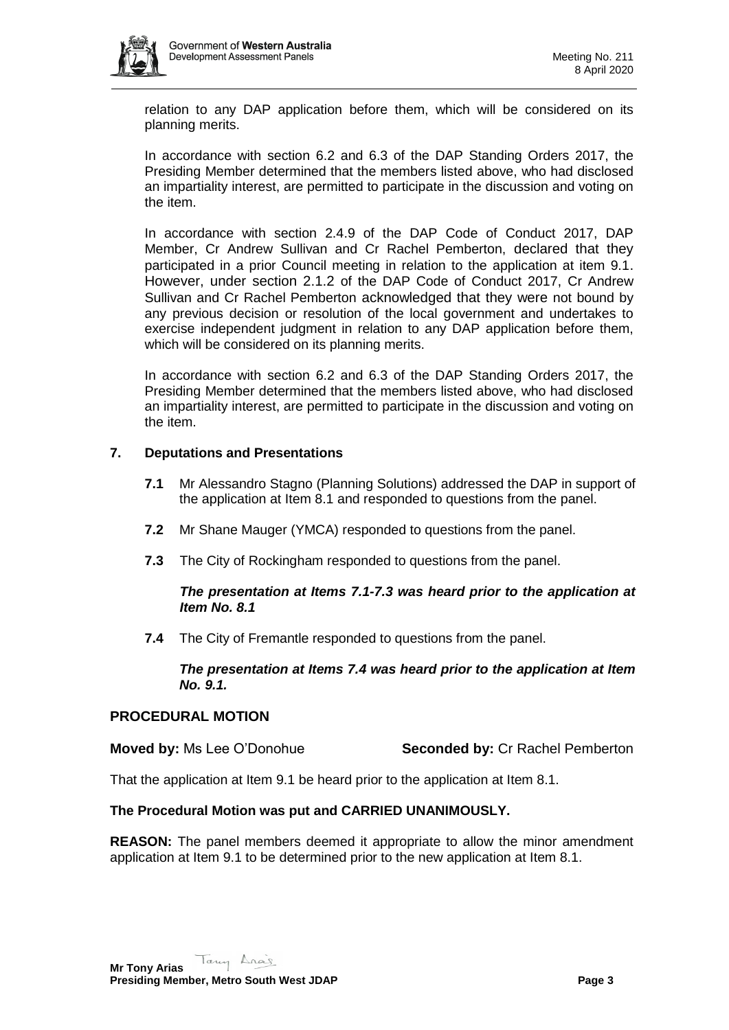relation to any DAP application before them, which will be considered on its planning merits.

In accordance with section 6.2 and 6.3 of the DAP Standing Orders 2017, the Presiding Member determined that the members listed above, who had disclosed an impartiality interest, are permitted to participate in the discussion and voting on the item.

In accordance with section 2.4.9 of the DAP Code of Conduct 2017, DAP Member, Cr Andrew Sullivan and Cr Rachel Pemberton, declared that they participated in a prior Council meeting in relation to the application at item 9.1. However, under section 2.1.2 of the DAP Code of Conduct 2017, Cr Andrew Sullivan and Cr Rachel Pemberton acknowledged that they were not bound by any previous decision or resolution of the local government and undertakes to exercise independent judgment in relation to any DAP application before them, which will be considered on its planning merits.

In accordance with section 6.2 and 6.3 of the DAP Standing Orders 2017, the Presiding Member determined that the members listed above, who had disclosed an impartiality interest, are permitted to participate in the discussion and voting on the item.

## 7. Deputations and Presentations

**7.1** Mr Alessandro Stagno (Planning Solutions) addressed the DAP in support of the application at Item 8.1 and responded to questions from the panel.

**7.2** Mr Shane Mauger (YMCA) responded to questions from the panel.

**7.3** The City of Rockingham responded to questions from the panel.

***The presentation at Items 7.1-7.3 was heard prior to the application at Item No. 8.1***

**7.4** The City of Fremantle responded to questions from the panel.

***The presentation at Items 7.4 was heard prior to the application at Item No. 9.1.***

## PROCEDURAL MOTION

**Moved by:** Ms Lee O'Donohue **Seconded by:** Cr Rachel Pemberton

That the application at Item 9.1 be heard prior to the application at Item 8.1.

**The Procedural Motion was put and CARRIED UNANIMOUSLY.**

**REASON:** The panel members deemed it appropriate to allow the minor amendment application at Item 9.1 to be determined prior to the new application at Item 8.1.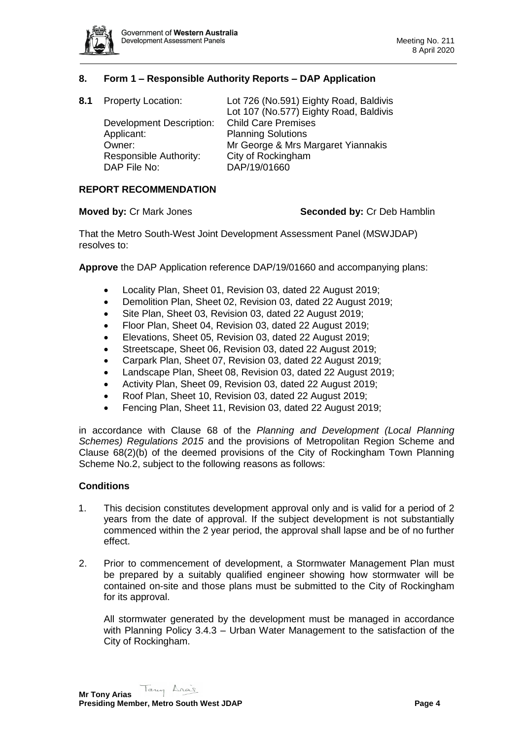## 8. Form 1 – Responsible Authority Reports – DAP Application

**8.1** Property Location: Lot 726 (No.591) Eighty Road, Baldivis
Lot 107 (No.577) Eighty Road, Baldivis
Development Description: Child Care Premises
Applicant: Planning Solutions
Owner: Mr George & Mrs Margaret Yiannakis
Responsible Authority: City of Rockingham
DAP File No: DAP/19/01660

### REPORT RECOMMENDATION

**Moved by:** Cr Mark Jones **Seconded by:** Cr Deb Hamblin

That the Metro South-West Joint Development Assessment Panel (MSWJDAP) resolves to:

**Approve** the DAP Application reference DAP/19/01660 and accompanying plans:

- Locality Plan, Sheet 01, Revision 03, dated 22 August 2019;
- Demolition Plan, Sheet 02, Revision 03, dated 22 August 2019;
- Site Plan, Sheet 03, Revision 03, dated 22 August 2019;
- Floor Plan, Sheet 04, Revision 03, dated 22 August 2019;
- Elevations, Sheet 05, Revision 03, dated 22 August 2019;
- Streetscape, Sheet 06, Revision 03, dated 22 August 2019;
- Carpark Plan, Sheet 07, Revision 03, dated 22 August 2019;
- Landscape Plan, Sheet 08, Revision 03, dated 22 August 2019;
- Activity Plan, Sheet 09, Revision 03, dated 22 August 2019;
- Roof Plan, Sheet 10, Revision 03, dated 22 August 2019;
- Fencing Plan, Sheet 11, Revision 03, dated 22 August 2019;

in accordance with Clause 68 of the *Planning and Development (Local Planning Schemes) Regulations 2015* and the provisions of Metropolitan Region Scheme and Clause 68(2)(b) of the deemed provisions of the City of Rockingham Town Planning Scheme No.2, subject to the following reasons as follows:

### Conditions

1. This decision constitutes development approval only and is valid for a period of 2 years from the date of approval. If the subject development is not substantially commenced within the 2 year period, the approval shall lapse and be of no further effect.

2. Prior to commencement of development, a Stormwater Management Plan must be prepared by a suitably qualified engineer showing how stormwater will be contained on-site and those plans must be submitted to the City of Rockingham for its approval.

   All stormwater generated by the development must be managed in accordance with Planning Policy 3.4.3 – Urban Water Management to the satisfaction of the City of Rockingham.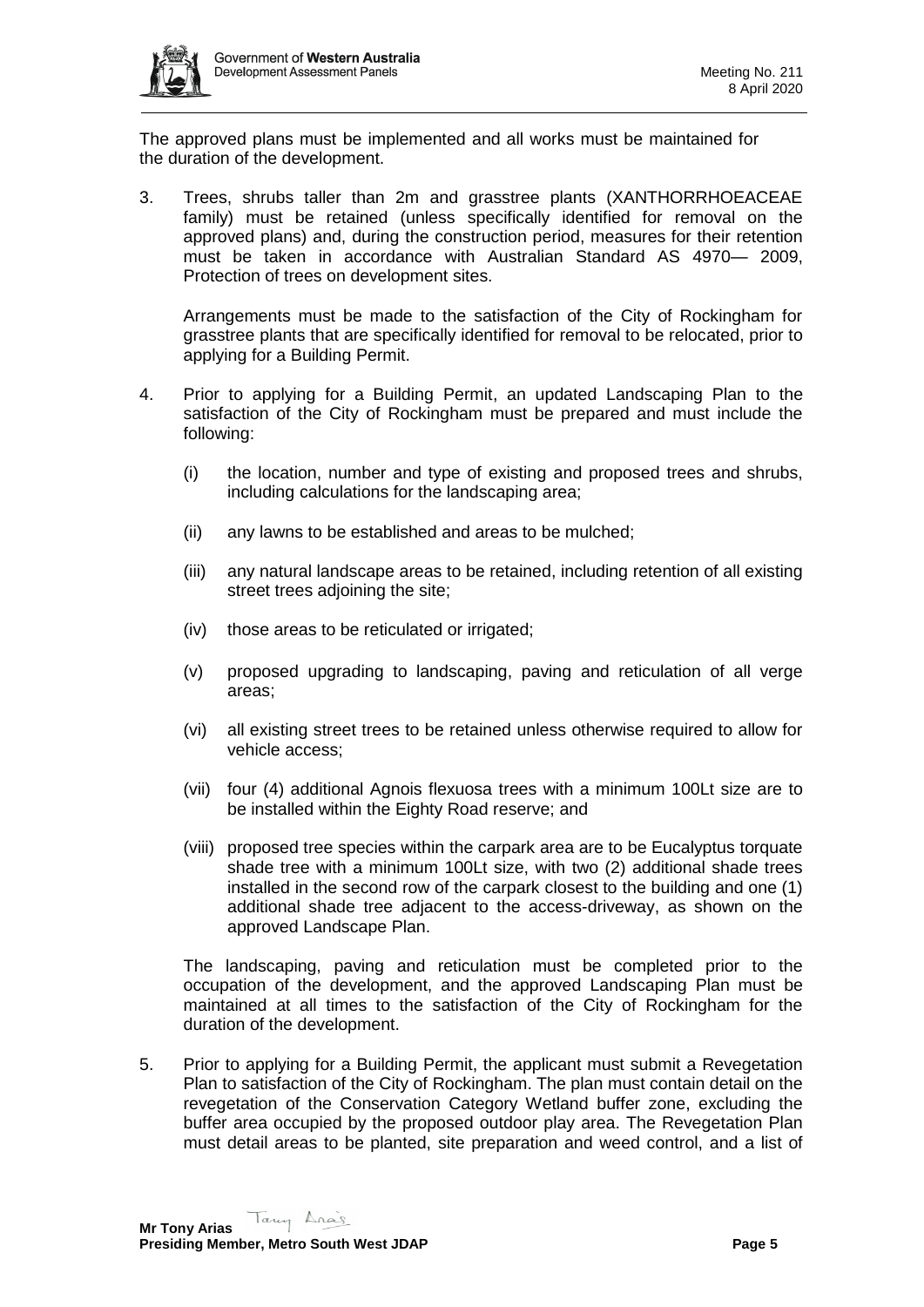The approved plans must be implemented and all works must be maintained for the duration of the development.

3. Trees, shrubs taller than 2m and grasstree plants (XANTHORRHOEACEAE family) must be retained (unless specifically identified for removal on the approved plans) and, during the construction period, measures for their retention must be taken in accordance with Australian Standard AS 4970— 2009, Protection of trees on development sites.

   Arrangements must be made to the satisfaction of the City of Rockingham for grasstree plants that are specifically identified for removal to be relocated, prior to applying for a Building Permit.

4. Prior to applying for a Building Permit, an updated Landscaping Plan to the satisfaction of the City of Rockingham must be prepared and must include the following:

   (i) the location, number and type of existing and proposed trees and shrubs, including calculations for the landscaping area;

   (ii) any lawns to be established and areas to be mulched;

   (iii) any natural landscape areas to be retained, including retention of all existing street trees adjoining the site;

   (iv) those areas to be reticulated or irrigated;

   (v) proposed upgrading to landscaping, paving and reticulation of all verge areas;

   (vi) all existing street trees to be retained unless otherwise required to allow for vehicle access;

   (vii) four (4) additional Agnois flexuosa trees with a minimum 100Lt size are to be installed within the Eighty Road reserve; and

   (viii) proposed tree species within the carpark area are to be Eucalyptus torquate shade tree with a minimum 100Lt size, with two (2) additional shade trees installed in the second row of the carpark closest to the building and one (1) additional shade tree adjacent to the access-driveway, as shown on the approved Landscape Plan.

   The landscaping, paving and reticulation must be completed prior to the occupation of the development, and the approved Landscaping Plan must be maintained at all times to the satisfaction of the City of Rockingham for the duration of the development.

5. Prior to applying for a Building Permit, the applicant must submit a Revegetation Plan to satisfaction of the City of Rockingham. The plan must contain detail on the revegetation of the Conservation Category Wetland buffer zone, excluding the buffer area occupied by the proposed outdoor play area. The Revegetation Plan must detail areas to be planted, site preparation and weed control, and a list of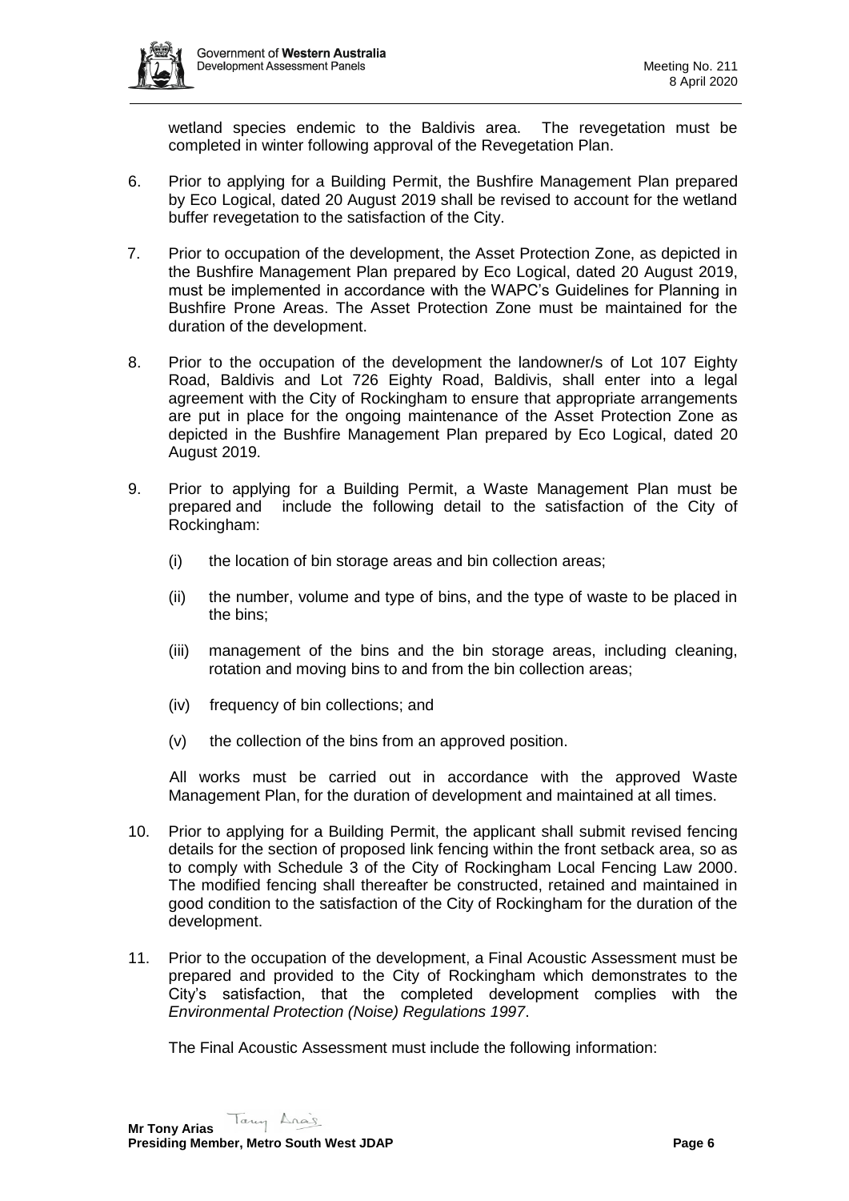wetland species endemic to the Baldivis area. The revegetation must be completed in winter following approval of the Revegetation Plan.

6. Prior to applying for a Building Permit, the Bushfire Management Plan prepared by Eco Logical, dated 20 August 2019 shall be revised to account for the wetland buffer revegetation to the satisfaction of the City.

7. Prior to occupation of the development, the Asset Protection Zone, as depicted in the Bushfire Management Plan prepared by Eco Logical, dated 20 August 2019, must be implemented in accordance with the WAPC's Guidelines for Planning in Bushfire Prone Areas. The Asset Protection Zone must be maintained for the duration of the development.

8. Prior to the occupation of the development the landowner/s of Lot 107 Eighty Road, Baldivis and Lot 726 Eighty Road, Baldivis, shall enter into a legal agreement with the City of Rockingham to ensure that appropriate arrangements are put in place for the ongoing maintenance of the Asset Protection Zone as depicted in the Bushfire Management Plan prepared by Eco Logical, dated 20 August 2019.

9. Prior to applying for a Building Permit, a Waste Management Plan must be prepared and include the following detail to the satisfaction of the City of Rockingham:

   (i) the location of bin storage areas and bin collection areas;

   (ii) the number, volume and type of bins, and the type of waste to be placed in the bins;

   (iii) management of the bins and the bin storage areas, including cleaning, rotation and moving bins to and from the bin collection areas;

   (iv) frequency of bin collections; and

   (v) the collection of the bins from an approved position.

   All works must be carried out in accordance with the approved Waste Management Plan, for the duration of development and maintained at all times.

10. Prior to applying for a Building Permit, the applicant shall submit revised fencing details for the section of proposed link fencing within the front setback area, so as to comply with Schedule 3 of the City of Rockingham Local Fencing Law 2000. The modified fencing shall thereafter be constructed, retained and maintained in good condition to the satisfaction of the City of Rockingham for the duration of the development.

11. Prior to the occupation of the development, a Final Acoustic Assessment must be prepared and provided to the City of Rockingham which demonstrates to the City's satisfaction, that the completed development complies with the *Environmental Protection (Noise) Regulations 1997*.

    The Final Acoustic Assessment must include the following information: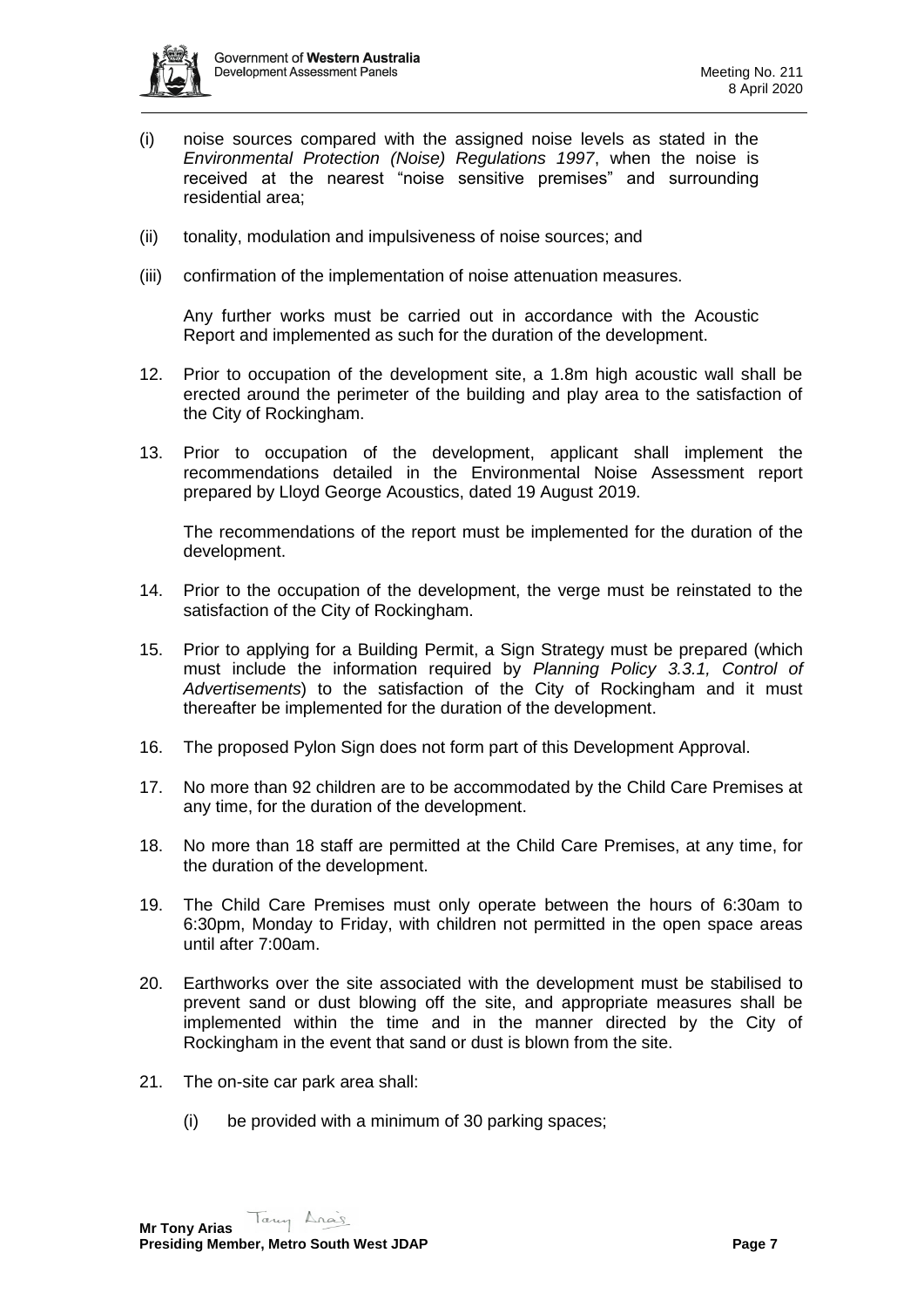(i) noise sources compared with the assigned noise levels as stated in the *Environmental Protection (Noise) Regulations 1997*, when the noise is received at the nearest "noise sensitive premises" and surrounding residential area;

(ii) tonality, modulation and impulsiveness of noise sources; and

(iii) confirmation of the implementation of noise attenuation measures.

Any further works must be carried out in accordance with the Acoustic Report and implemented as such for the duration of the development.

12. Prior to occupation of the development site, a 1.8m high acoustic wall shall be erected around the perimeter of the building and play area to the satisfaction of the City of Rockingham.

13. Prior to occupation of the development, applicant shall implement the recommendations detailed in the Environmental Noise Assessment report prepared by Lloyd George Acoustics, dated 19 August 2019.

    The recommendations of the report must be implemented for the duration of the development.

14. Prior to the occupation of the development, the verge must be reinstated to the satisfaction of the City of Rockingham.

15. Prior to applying for a Building Permit, a Sign Strategy must be prepared (which must include the information required by *Planning Policy 3.3.1, Control of Advertisements*) to the satisfaction of the City of Rockingham and it must thereafter be implemented for the duration of the development.

16. The proposed Pylon Sign does not form part of this Development Approval.

17. No more than 92 children are to be accommodated by the Child Care Premises at any time, for the duration of the development.

18. No more than 18 staff are permitted at the Child Care Premises, at any time, for the duration of the development.

19. The Child Care Premises must only operate between the hours of 6:30am to 6:30pm, Monday to Friday, with children not permitted in the open space areas until after 7:00am.

20. Earthworks over the site associated with the development must be stabilised to prevent sand or dust blowing off the site, and appropriate measures shall be implemented within the time and in the manner directed by the City of Rockingham in the event that sand or dust is blown from the site.

21. The on-site car park area shall:

    (i) be provided with a minimum of 30 parking spaces;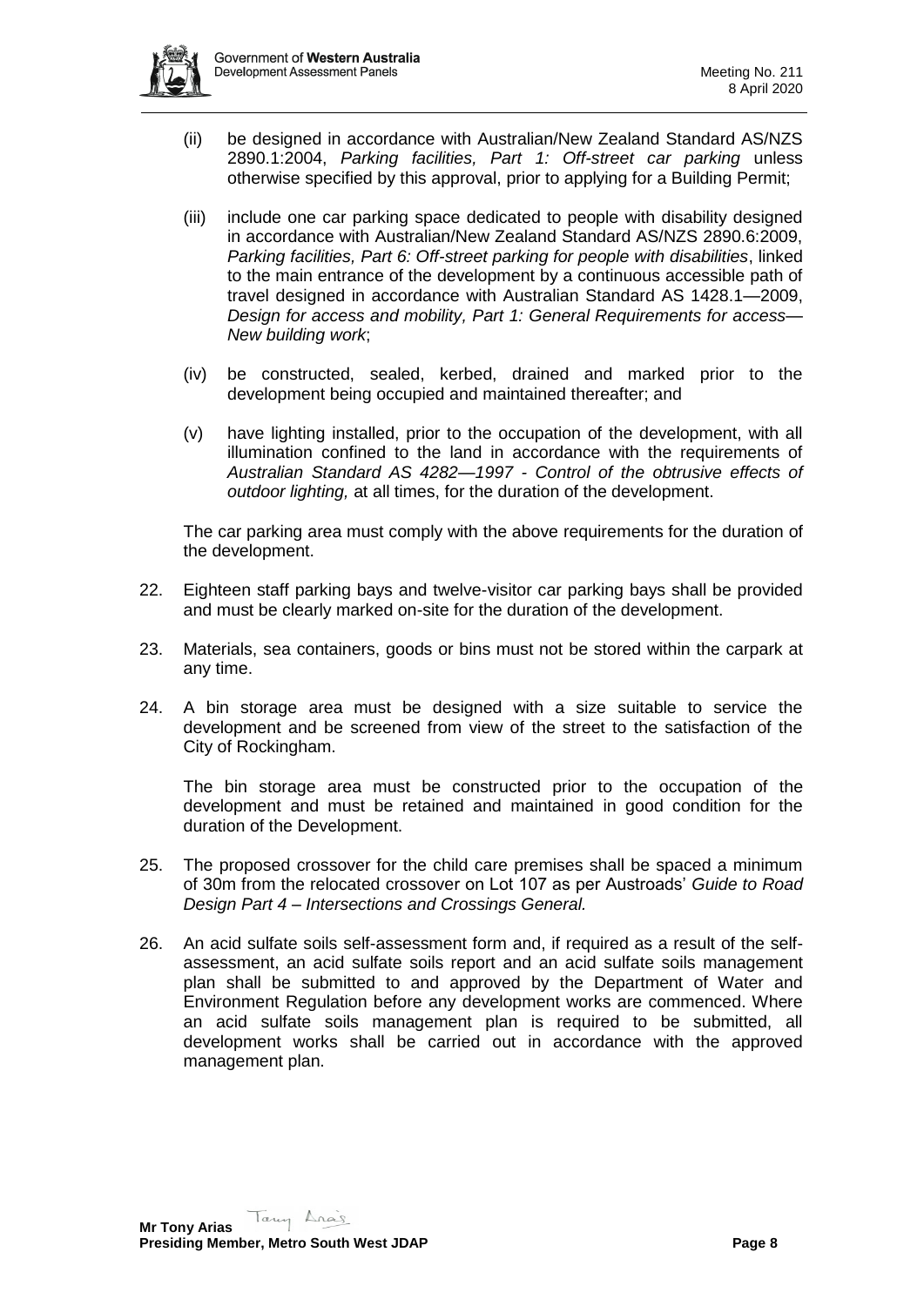(ii) be designed in accordance with Australian/New Zealand Standard AS/NZS 2890.1:2004, *Parking facilities, Part 1: Off-street car parking* unless otherwise specified by this approval, prior to applying for a Building Permit;

(iii) include one car parking space dedicated to people with disability designed in accordance with Australian/New Zealand Standard AS/NZS 2890.6:2009, *Parking facilities, Part 6: Off-street parking for people with disabilities*, linked to the main entrance of the development by a continuous accessible path of travel designed in accordance with Australian Standard AS 1428.1—2009, *Design for access and mobility, Part 1: General Requirements for access—New building work*;

(iv) be constructed, sealed, kerbed, drained and marked prior to the development being occupied and maintained thereafter; and

(v) have lighting installed, prior to the occupation of the development, with all illumination confined to the land in accordance with the requirements of *Australian Standard AS 4282—1997 - Control of the obtrusive effects of outdoor lighting,* at all times, for the duration of the development.

The car parking area must comply with the above requirements for the duration of the development.

22. Eighteen staff parking bays and twelve-visitor car parking bays shall be provided and must be clearly marked on-site for the duration of the development.

23. Materials, sea containers, goods or bins must not be stored within the carpark at any time.

24. A bin storage area must be designed with a size suitable to service the development and be screened from view of the street to the satisfaction of the City of Rockingham.

    The bin storage area must be constructed prior to the occupation of the development and must be retained and maintained in good condition for the duration of the Development.

25. The proposed crossover for the child care premises shall be spaced a minimum of 30m from the relocated crossover on Lot 107 as per Austroads' *Guide to Road Design Part 4 – Intersections and Crossings General.*

26. An acid sulfate soils self-assessment form and, if required as a result of the self-assessment, an acid sulfate soils report and an acid sulfate soils management plan shall be submitted to and approved by the Department of Water and Environment Regulation before any development works are commenced. Where an acid sulfate soils management plan is required to be submitted, all development works shall be carried out in accordance with the approved management plan.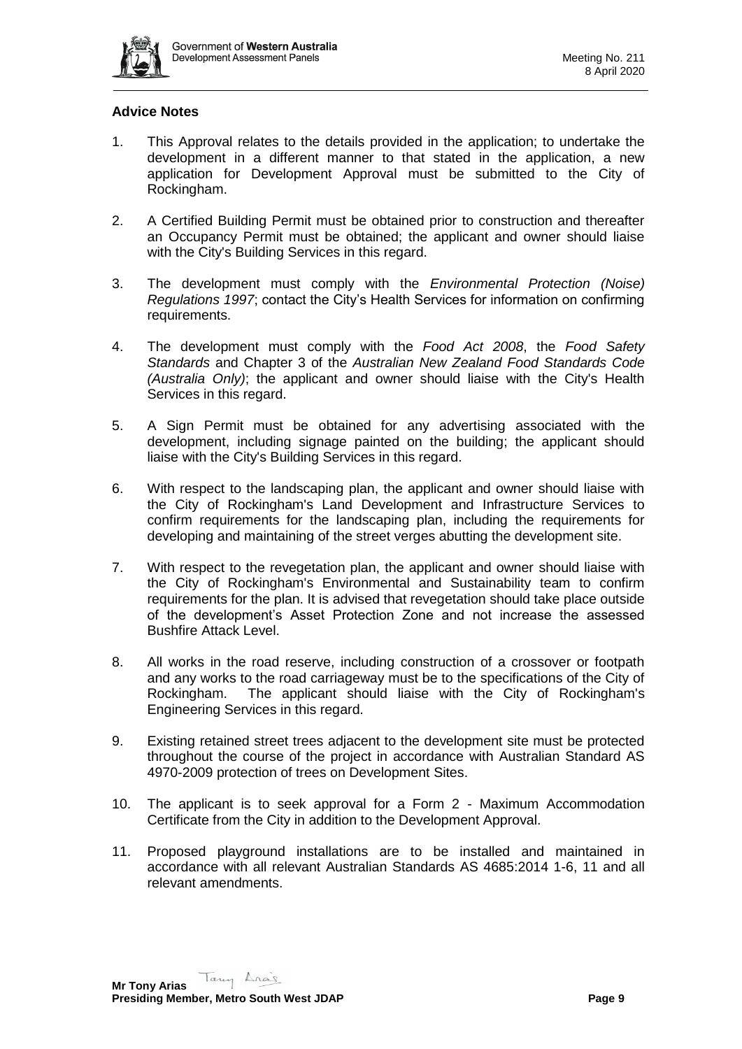**Advice Notes**

1. This Approval relates to the details provided in the application; to undertake the development in a different manner to that stated in the application, a new application for Development Approval must be submitted to the City of Rockingham.

2. A Certified Building Permit must be obtained prior to construction and thereafter an Occupancy Permit must be obtained; the applicant and owner should liaise with the City's Building Services in this regard.

3. The development must comply with the *Environmental Protection (Noise) Regulations 1997*; contact the City's Health Services for information on confirming requirements.

4. The development must comply with the *Food Act 2008*, the *Food Safety Standards* and Chapter 3 of the *Australian New Zealand Food Standards Code (Australia Only)*; the applicant and owner should liaise with the City's Health Services in this regard.

5. A Sign Permit must be obtained for any advertising associated with the development, including signage painted on the building; the applicant should liaise with the City's Building Services in this regard.

6. With respect to the landscaping plan, the applicant and owner should liaise with the City of Rockingham's Land Development and Infrastructure Services to confirm requirements for the landscaping plan, including the requirements for developing and maintaining of the street verges abutting the development site.

7. With respect to the revegetation plan, the applicant and owner should liaise with the City of Rockingham's Environmental and Sustainability team to confirm requirements for the plan. It is advised that revegetation should take place outside of the development's Asset Protection Zone and not increase the assessed Bushfire Attack Level.

8. All works in the road reserve, including construction of a crossover or footpath and any works to the road carriageway must be to the specifications of the City of Rockingham. The applicant should liaise with the City of Rockingham's Engineering Services in this regard.

9. Existing retained street trees adjacent to the development site must be protected throughout the course of the project in accordance with Australian Standard AS 4970-2009 protection of trees on Development Sites.

10. The applicant is to seek approval for a Form 2 - Maximum Accommodation Certificate from the City in addition to the Development Approval.

11. Proposed playground installations are to be installed and maintained in accordance with all relevant Australian Standards AS 4685:2014 1-6, 11 and all relevant amendments.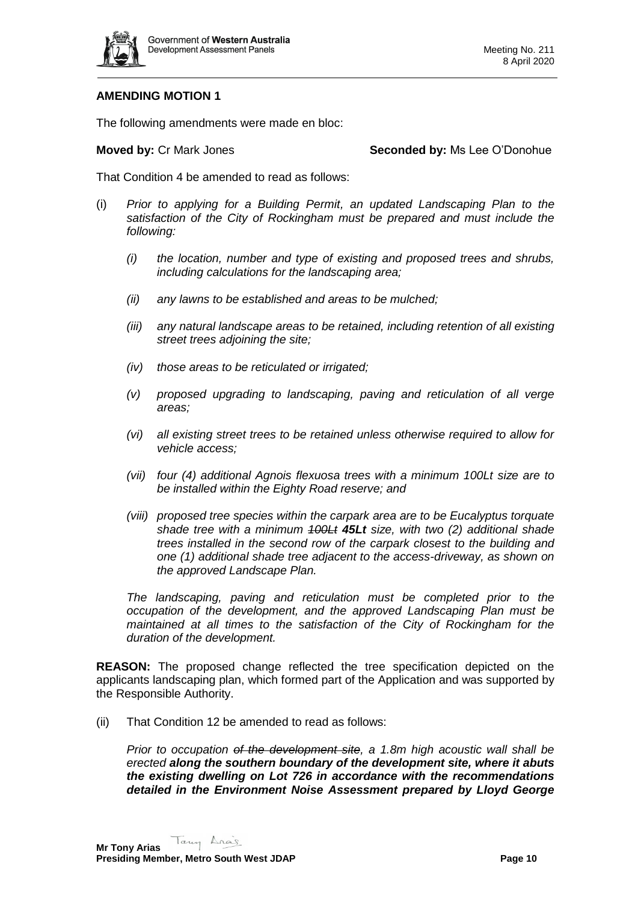**AMENDING MOTION 1**

The following amendments were made en bloc:

**Moved by:** Cr Mark Jones **Seconded by:** Ms Lee O'Donohue

That Condition 4 be amended to read as follows:

(i) *Prior to applying for a Building Permit, an updated Landscaping Plan to the satisfaction of the City of Rockingham must be prepared and must include the following:*

   *(i) the location, number and type of existing and proposed trees and shrubs, including calculations for the landscaping area;*

   *(ii) any lawns to be established and areas to be mulched;*

   *(iii) any natural landscape areas to be retained, including retention of all existing street trees adjoining the site;*

   *(iv) those areas to be reticulated or irrigated;*

   *(v) proposed upgrading to landscaping, paving and reticulation of all verge areas;*

   *(vi) all existing street trees to be retained unless otherwise required to allow for vehicle access;*

   *(vii) four (4) additional Agnois flexuosa trees with a minimum 100Lt size are to be installed within the Eighty Road reserve; and*

   *(viii) proposed tree species within the carpark area are to be Eucalyptus torquate shade tree with a minimum ~~100Lt~~ **45Lt** size, with two (2) additional shade trees installed in the second row of the carpark closest to the building and one (1) additional shade tree adjacent to the access-driveway, as shown on the approved Landscape Plan.*

   *The landscaping, paving and reticulation must be completed prior to the occupation of the development, and the approved Landscaping Plan must be maintained at all times to the satisfaction of the City of Rockingham for the duration of the development.*

**REASON:** The proposed change reflected the tree specification depicted on the applicants landscaping plan, which formed part of the Application and was supported by the Responsible Authority.

(ii) That Condition 12 be amended to read as follows:

   *Prior to occupation ~~of the development site~~, a 1.8m high acoustic wall shall be erected **along the southern boundary of the development site, where it abuts the existing dwelling on Lot 726 in accordance with the recommendations detailed in the Environment Noise Assessment prepared by Lloyd George***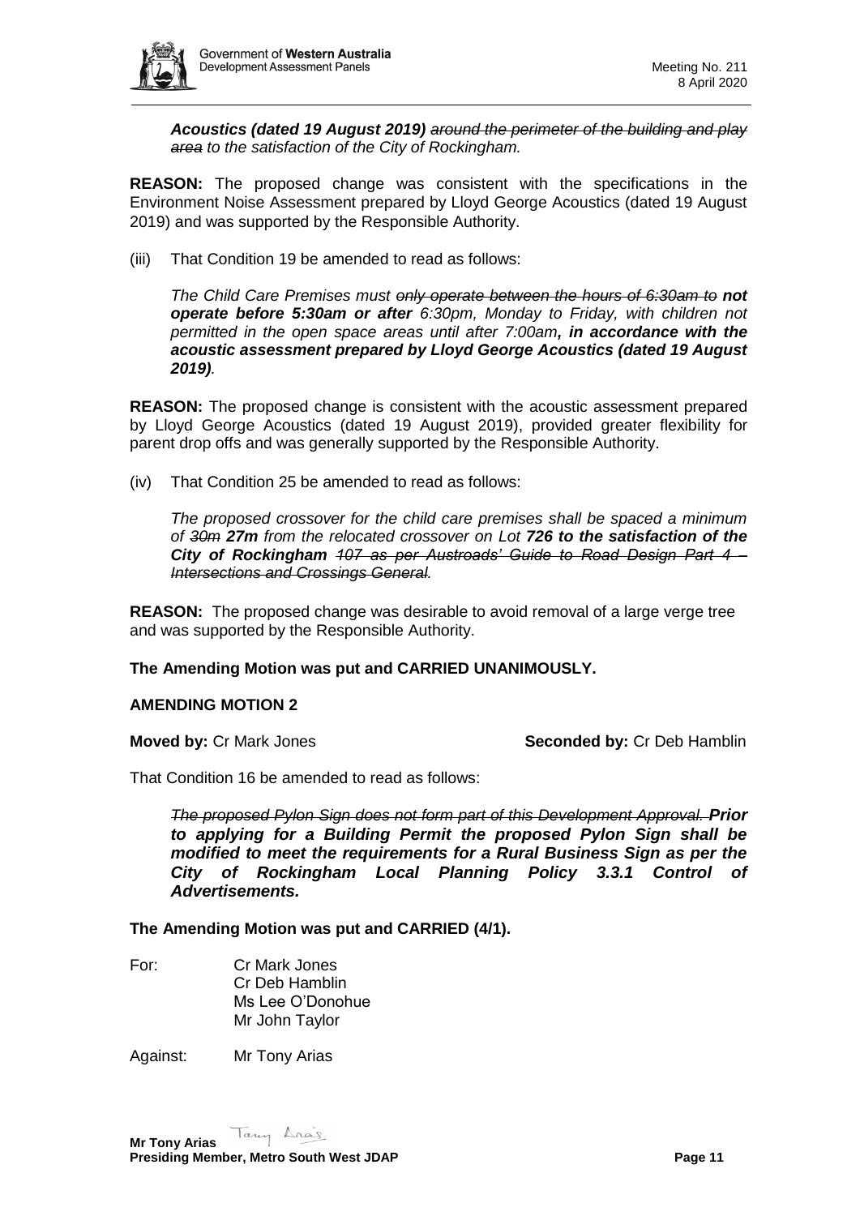***Acoustics (dated 19 August 2019)*** *~~around the perimeter of the building and play area~~ to the satisfaction of the City of Rockingham.*

**REASON:** The proposed change was consistent with the specifications in the Environment Noise Assessment prepared by Lloyd George Acoustics (dated 19 August 2019) and was supported by the Responsible Authority.

(iii) That Condition 19 be amended to read as follows:

*The Child Care Premises must ~~only operate between the hours of 6:30am to~~* ***not operate before 5:30am or after*** *6:30pm, Monday to Friday, with children not permitted in the open space areas until after 7:00am****, in accordance with the acoustic assessment prepared by Lloyd George Acoustics (dated 19 August 2019)****.*

**REASON:** The proposed change is consistent with the acoustic assessment prepared by Lloyd George Acoustics (dated 19 August 2019), provided greater flexibility for parent drop offs and was generally supported by the Responsible Authority.

(iv) That Condition 25 be amended to read as follows:

*The proposed crossover for the child care premises shall be spaced a minimum of ~~30m~~* ***27m*** *from the relocated crossover on Lot* ***726 to the satisfaction of the City of Rockingham*** *~~107 as per Austroads' Guide to Road Design Part 4 – Intersections and Crossings General~~.*

**REASON:** The proposed change was desirable to avoid removal of a large verge tree and was supported by the Responsible Authority.

**The Amending Motion was put and CARRIED UNANIMOUSLY.**

**AMENDING MOTION 2**

**Moved by:** Cr Mark Jones **Seconded by:** Cr Deb Hamblin

That Condition 16 be amended to read as follows:

*~~The proposed Pylon Sign does not form part of this Development Approval.~~* ***Prior to applying for a Building Permit the proposed Pylon Sign shall be modified to meet the requirements for a Rural Business Sign as per the City of Rockingham Local Planning Policy 3.3.1 Control of Advertisements.***

**The Amending Motion was put and CARRIED (4/1).**

For: Cr Mark Jones
Cr Deb Hamblin
Ms Lee O'Donohue
Mr John Taylor

Against: Mr Tony Arias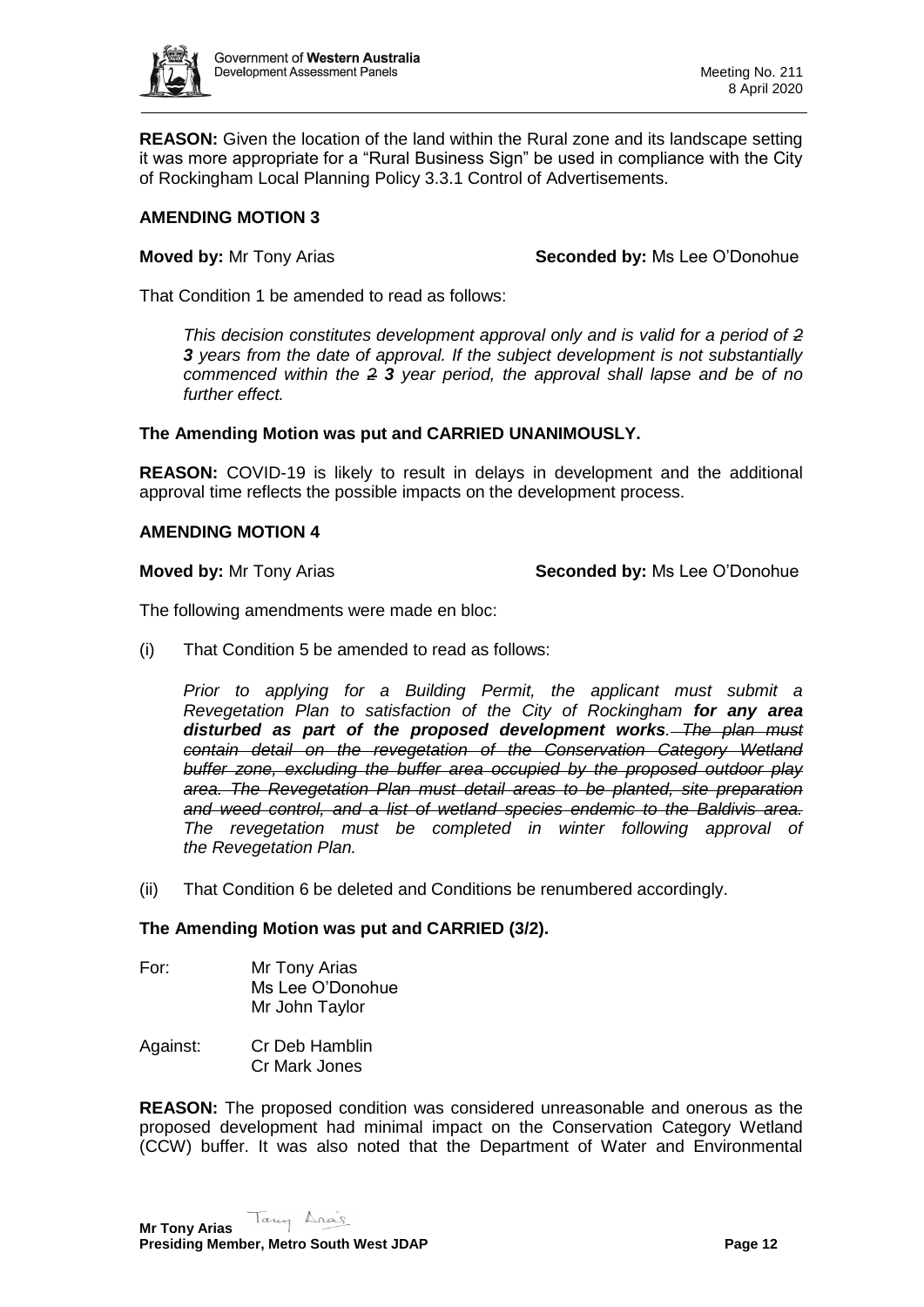**REASON:** Given the location of the land within the Rural zone and its landscape setting it was more appropriate for a "Rural Business Sign" be used in compliance with the City of Rockingham Local Planning Policy 3.3.1 Control of Advertisements.

**AMENDING MOTION 3**

**Moved by:** Mr Tony Arias **Seconded by:** Ms Lee O'Donohue

That Condition 1 be amended to read as follows:

*This decision constitutes development approval only and is valid for a period of ~~2~~ **3** years from the date of approval. If the subject development is not substantially commenced within the ~~2~~ **3** year period, the approval shall lapse and be of no further effect.*

**The Amending Motion was put and CARRIED UNANIMOUSLY.**

**REASON:** COVID-19 is likely to result in delays in development and the additional approval time reflects the possible impacts on the development process.

**AMENDING MOTION 4**

**Moved by:** Mr Tony Arias **Seconded by:** Ms Lee O'Donohue

The following amendments were made en bloc:

(i) That Condition 5 be amended to read as follows:

*Prior to applying for a Building Permit, the applicant must submit a Revegetation Plan to satisfaction of the City of Rockingham **for any area disturbed as part of the proposed development works**. ~~The plan must contain detail on the revegetation of the Conservation Category Wetland buffer zone, excluding the buffer area occupied by the proposed outdoor play area. The Revegetation Plan must detail areas to be planted, site preparation and weed control, and a list of wetland species endemic to the Baldivis area.~~ The revegetation must be completed in winter following approval of the Revegetation Plan.*

(ii) That Condition 6 be deleted and Conditions be renumbered accordingly.

**The Amending Motion was put and CARRIED (3/2).**

For: Mr Tony Arias
Ms Lee O'Donohue
Mr John Taylor

Against: Cr Deb Hamblin
Cr Mark Jones

**REASON:** The proposed condition was considered unreasonable and onerous as the proposed development had minimal impact on the Conservation Category Wetland (CCW) buffer. It was also noted that the Department of Water and Environmental

**Mr Tony Arias**
**Presiding Member, Metro South West JDAP**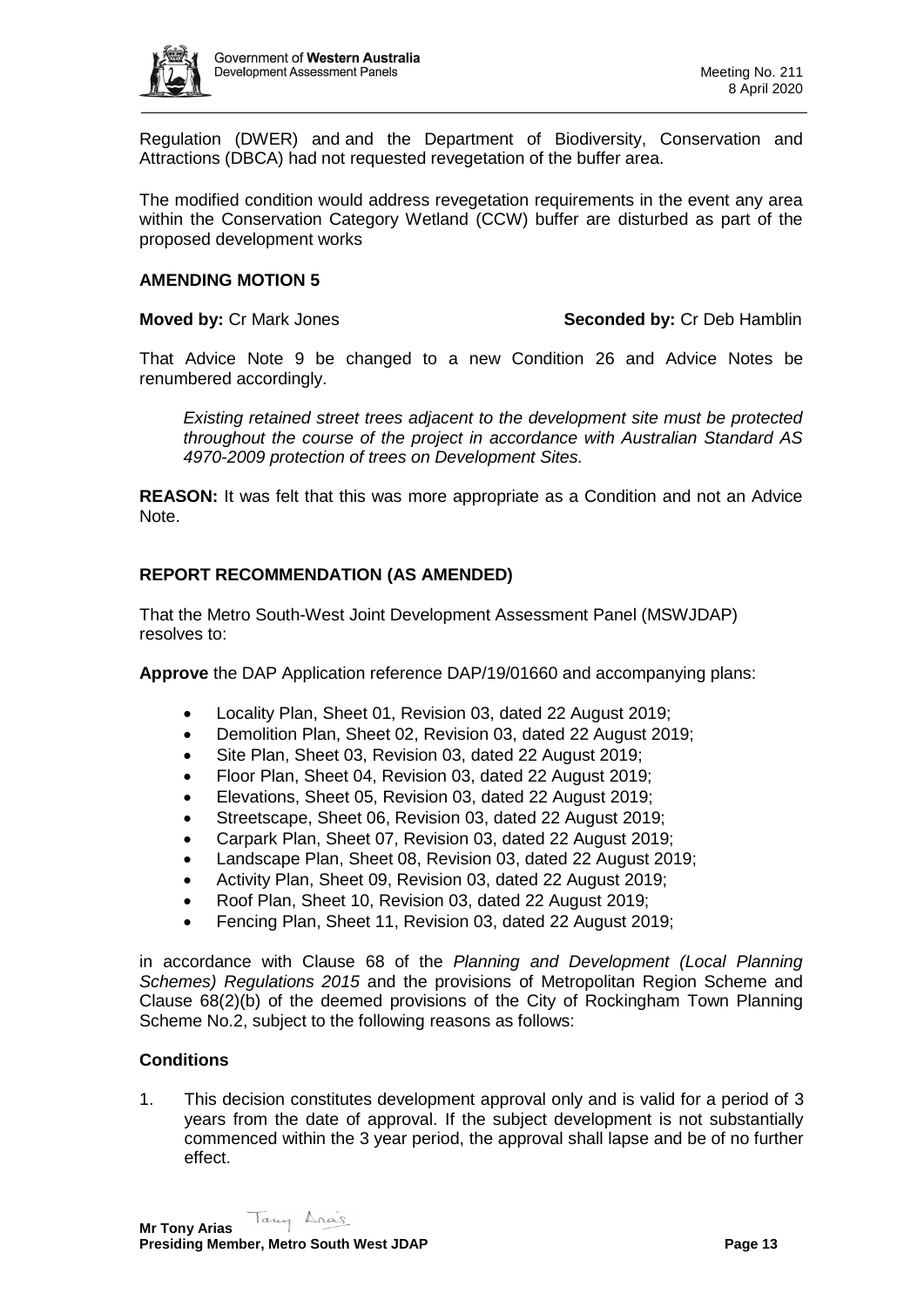Regulation (DWER) and and the Department of Biodiversity, Conservation and Attractions (DBCA) had not requested revegetation of the buffer area.

The modified condition would address revegetation requirements in the event any area within the Conservation Category Wetland (CCW) buffer are disturbed as part of the proposed development works

### AMENDING MOTION 5

**Moved by:** Cr Mark Jones **Seconded by:** Cr Deb Hamblin

That Advice Note 9 be changed to a new Condition 26 and Advice Notes be renumbered accordingly.

> *Existing retained street trees adjacent to the development site must be protected throughout the course of the project in accordance with Australian Standard AS 4970-2009 protection of trees on Development Sites.*

**REASON:** It was felt that this was more appropriate as a Condition and not an Advice Note.

### REPORT RECOMMENDATION (AS AMENDED)

That the Metro South-West Joint Development Assessment Panel (MSWJDAP) resolves to:

**Approve** the DAP Application reference DAP/19/01660 and accompanying plans:

- Locality Plan, Sheet 01, Revision 03, dated 22 August 2019;
- Demolition Plan, Sheet 02, Revision 03, dated 22 August 2019;
- Site Plan, Sheet 03, Revision 03, dated 22 August 2019;
- Floor Plan, Sheet 04, Revision 03, dated 22 August 2019;
- Elevations, Sheet 05, Revision 03, dated 22 August 2019;
- Streetscape, Sheet 06, Revision 03, dated 22 August 2019;
- Carpark Plan, Sheet 07, Revision 03, dated 22 August 2019;
- Landscape Plan, Sheet 08, Revision 03, dated 22 August 2019;
- Activity Plan, Sheet 09, Revision 03, dated 22 August 2019;
- Roof Plan, Sheet 10, Revision 03, dated 22 August 2019;
- Fencing Plan, Sheet 11, Revision 03, dated 22 August 2019;

in accordance with Clause 68 of the *Planning and Development (Local Planning Schemes) Regulations 2015* and the provisions of Metropolitan Region Scheme and Clause 68(2)(b) of the deemed provisions of the City of Rockingham Town Planning Scheme No.2, subject to the following reasons as follows:

### Conditions

1. This decision constitutes development approval only and is valid for a period of 3 years from the date of approval. If the subject development is not substantially commenced within the 3 year period, the approval shall lapse and be of no further effect.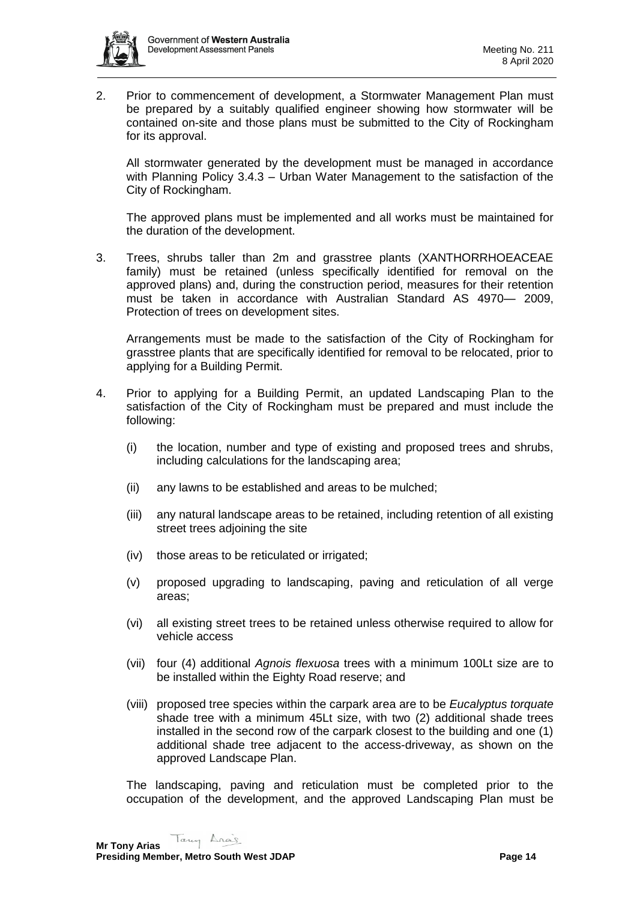2. Prior to commencement of development, a Stormwater Management Plan must be prepared by a suitably qualified engineer showing how stormwater will be contained on-site and those plans must be submitted to the City of Rockingham for its approval.

   All stormwater generated by the development must be managed in accordance with Planning Policy 3.4.3 – Urban Water Management to the satisfaction of the City of Rockingham.

   The approved plans must be implemented and all works must be maintained for the duration of the development.

3. Trees, shrubs taller than 2m and grasstree plants (XANTHORRHOEACEAE family) must be retained (unless specifically identified for removal on the approved plans) and, during the construction period, measures for their retention must be taken in accordance with Australian Standard AS 4970— 2009, Protection of trees on development sites.

   Arrangements must be made to the satisfaction of the City of Rockingham for grasstree plants that are specifically identified for removal to be relocated, prior to applying for a Building Permit.

4. Prior to applying for a Building Permit, an updated Landscaping Plan to the satisfaction of the City of Rockingham must be prepared and must include the following:

   (i) the location, number and type of existing and proposed trees and shrubs, including calculations for the landscaping area;

   (ii) any lawns to be established and areas to be mulched;

   (iii) any natural landscape areas to be retained, including retention of all existing street trees adjoining the site

   (iv) those areas to be reticulated or irrigated;

   (v) proposed upgrading to landscaping, paving and reticulation of all verge areas;

   (vi) all existing street trees to be retained unless otherwise required to allow for vehicle access

   (vii) four (4) additional *Agnois flexuosa* trees with a minimum 100Lt size are to be installed within the Eighty Road reserve; and

   (viii) proposed tree species within the carpark area are to be *Eucalyptus torquate* shade tree with a minimum 45Lt size, with two (2) additional shade trees installed in the second row of the carpark closest to the building and one (1) additional shade tree adjacent to the access-driveway, as shown on the approved Landscape Plan.

   The landscaping, paving and reticulation must be completed prior to the occupation of the development, and the approved Landscaping Plan must be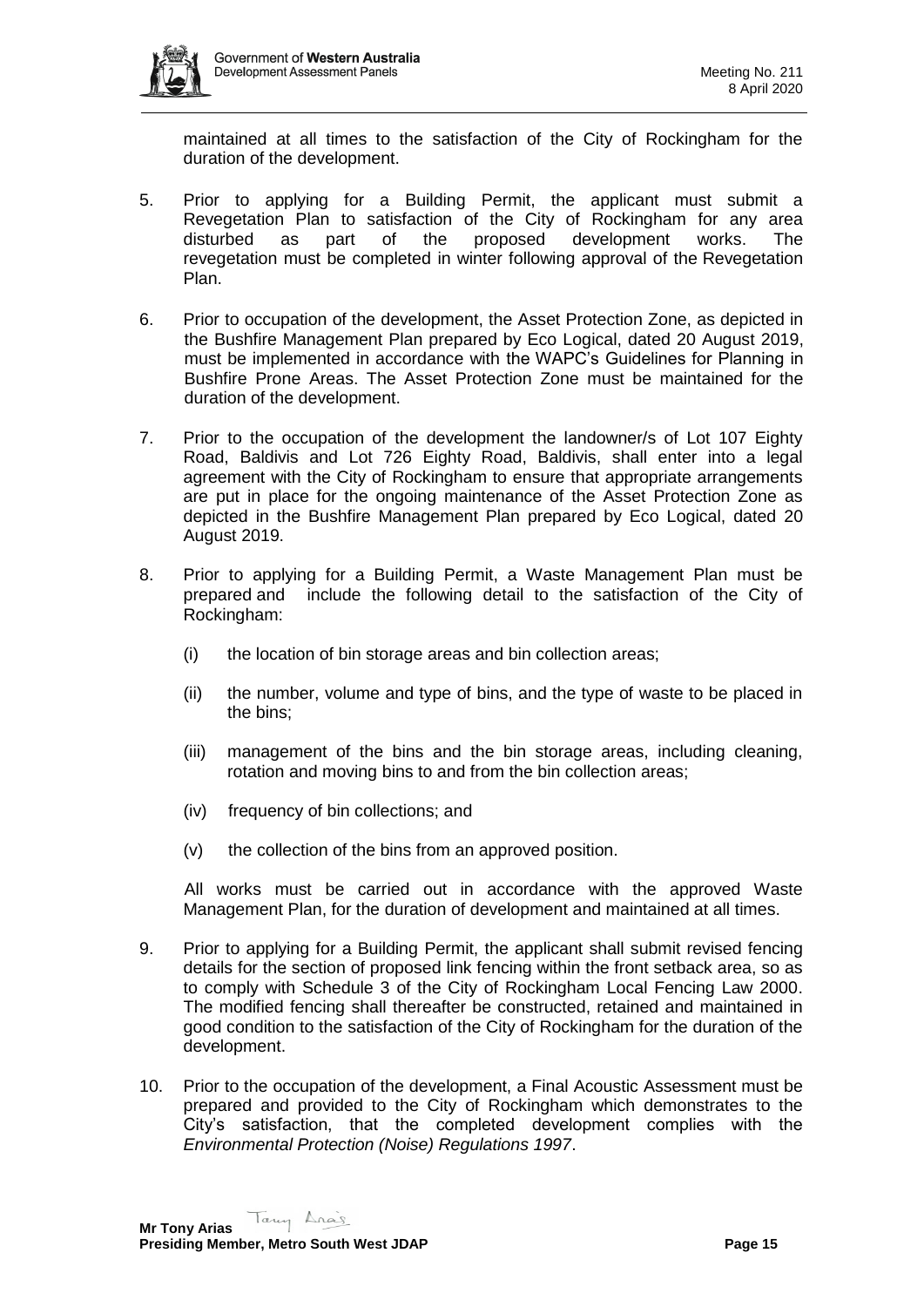maintained at all times to the satisfaction of the City of Rockingham for the duration of the development.

5. Prior to applying for a Building Permit, the applicant must submit a Revegetation Plan to satisfaction of the City of Rockingham for any area disturbed as part of the proposed development works. The revegetation must be completed in winter following approval of the Revegetation Plan.

6. Prior to occupation of the development, the Asset Protection Zone, as depicted in the Bushfire Management Plan prepared by Eco Logical, dated 20 August 2019, must be implemented in accordance with the WAPC's Guidelines for Planning in Bushfire Prone Areas. The Asset Protection Zone must be maintained for the duration of the development.

7. Prior to the occupation of the development the landowner/s of Lot 107 Eighty Road, Baldivis and Lot 726 Eighty Road, Baldivis, shall enter into a legal agreement with the City of Rockingham to ensure that appropriate arrangements are put in place for the ongoing maintenance of the Asset Protection Zone as depicted in the Bushfire Management Plan prepared by Eco Logical, dated 20 August 2019.

8. Prior to applying for a Building Permit, a Waste Management Plan must be prepared and include the following detail to the satisfaction of the City of Rockingham:

   (i) the location of bin storage areas and bin collection areas;

   (ii) the number, volume and type of bins, and the type of waste to be placed in the bins;

   (iii) management of the bins and the bin storage areas, including cleaning, rotation and moving bins to and from the bin collection areas;

   (iv) frequency of bin collections; and

   (v) the collection of the bins from an approved position.

   All works must be carried out in accordance with the approved Waste Management Plan, for the duration of development and maintained at all times.

9. Prior to applying for a Building Permit, the applicant shall submit revised fencing details for the section of proposed link fencing within the front setback area, so as to comply with Schedule 3 of the City of Rockingham Local Fencing Law 2000. The modified fencing shall thereafter be constructed, retained and maintained in good condition to the satisfaction of the City of Rockingham for the duration of the development.

10. Prior to the occupation of the development, a Final Acoustic Assessment must be prepared and provided to the City of Rockingham which demonstrates to the City's satisfaction, that the completed development complies with the *Environmental Protection (Noise) Regulations 1997*.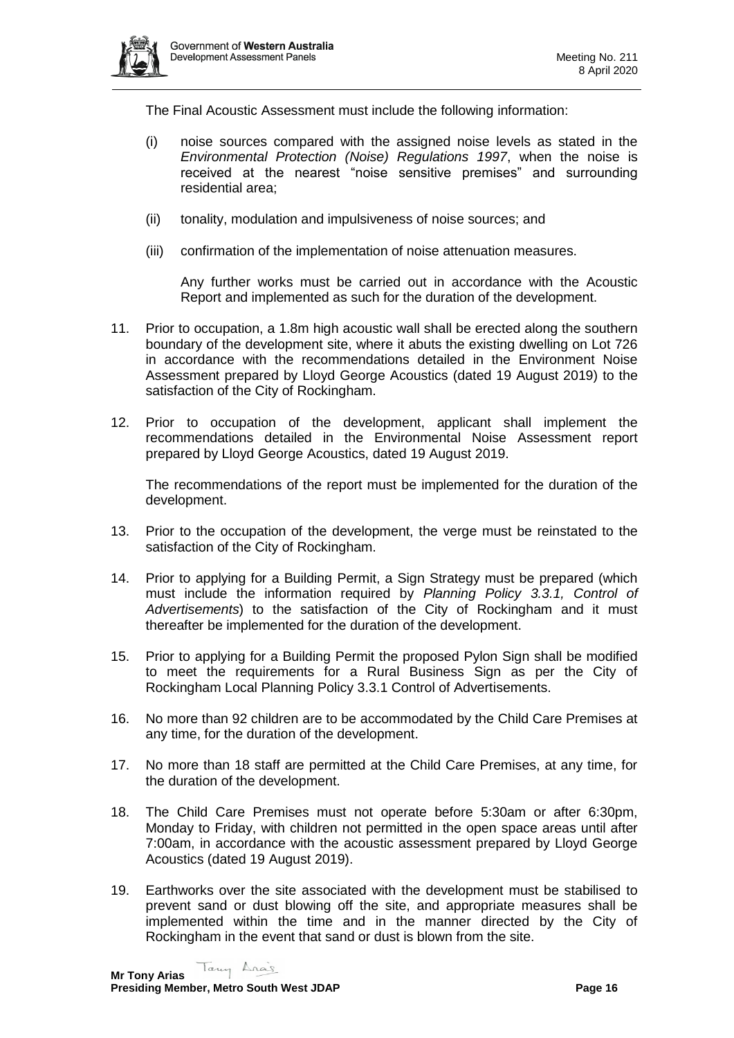The Final Acoustic Assessment must include the following information:

(i) noise sources compared with the assigned noise levels as stated in the *Environmental Protection (Noise) Regulations 1997*, when the noise is received at the nearest "noise sensitive premises" and surrounding residential area;

(ii) tonality, modulation and impulsiveness of noise sources; and

(iii) confirmation of the implementation of noise attenuation measures.

Any further works must be carried out in accordance with the Acoustic Report and implemented as such for the duration of the development.

11. Prior to occupation, a 1.8m high acoustic wall shall be erected along the southern boundary of the development site, where it abuts the existing dwelling on Lot 726 in accordance with the recommendations detailed in the Environment Noise Assessment prepared by Lloyd George Acoustics (dated 19 August 2019) to the satisfaction of the City of Rockingham.

12. Prior to occupation of the development, applicant shall implement the recommendations detailed in the Environmental Noise Assessment report prepared by Lloyd George Acoustics, dated 19 August 2019.

    The recommendations of the report must be implemented for the duration of the development.

13. Prior to the occupation of the development, the verge must be reinstated to the satisfaction of the City of Rockingham.

14. Prior to applying for a Building Permit, a Sign Strategy must be prepared (which must include the information required by *Planning Policy 3.3.1, Control of Advertisements*) to the satisfaction of the City of Rockingham and it must thereafter be implemented for the duration of the development.

15. Prior to applying for a Building Permit the proposed Pylon Sign shall be modified to meet the requirements for a Rural Business Sign as per the City of Rockingham Local Planning Policy 3.3.1 Control of Advertisements.

16. No more than 92 children are to be accommodated by the Child Care Premises at any time, for the duration of the development.

17. No more than 18 staff are permitted at the Child Care Premises, at any time, for the duration of the development.

18. The Child Care Premises must not operate before 5:30am or after 6:30pm, Monday to Friday, with children not permitted in the open space areas until after 7:00am, in accordance with the acoustic assessment prepared by Lloyd George Acoustics (dated 19 August 2019).

19. Earthworks over the site associated with the development must be stabilised to prevent sand or dust blowing off the site, and appropriate measures shall be implemented within the time and in the manner directed by the City of Rockingham in the event that sand or dust is blown from the site.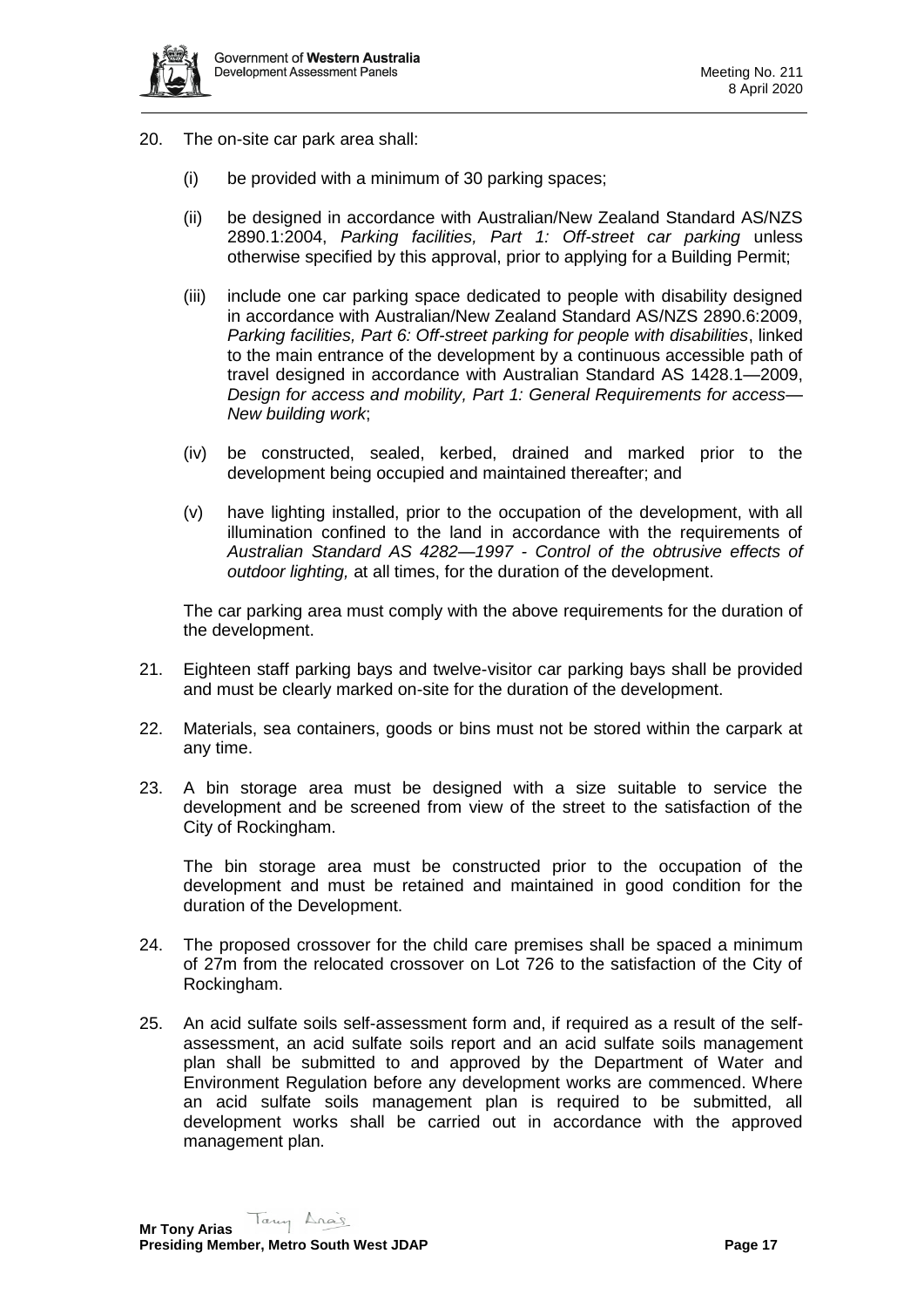20. The on-site car park area shall:

    (i) be provided with a minimum of 30 parking spaces;

    (ii) be designed in accordance with Australian/New Zealand Standard AS/NZS 2890.1:2004, *Parking facilities, Part 1: Off-street car parking* unless otherwise specified by this approval, prior to applying for a Building Permit;

    (iii) include one car parking space dedicated to people with disability designed in accordance with Australian/New Zealand Standard AS/NZS 2890.6:2009, *Parking facilities, Part 6: Off-street parking for people with disabilities*, linked to the main entrance of the development by a continuous accessible path of travel designed in accordance with Australian Standard AS 1428.1—2009, *Design for access and mobility, Part 1: General Requirements for access—New building work*;

    (iv) be constructed, sealed, kerbed, drained and marked prior to the development being occupied and maintained thereafter; and

    (v) have lighting installed, prior to the occupation of the development, with all illumination confined to the land in accordance with the requirements of *Australian Standard AS 4282—1997 - Control of the obtrusive effects of outdoor lighting,* at all times, for the duration of the development.

    The car parking area must comply with the above requirements for the duration of the development.

21. Eighteen staff parking bays and twelve-visitor car parking bays shall be provided and must be clearly marked on-site for the duration of the development.

22. Materials, sea containers, goods or bins must not be stored within the carpark at any time.

23. A bin storage area must be designed with a size suitable to service the development and be screened from view of the street to the satisfaction of the City of Rockingham.

    The bin storage area must be constructed prior to the occupation of the development and must be retained and maintained in good condition for the duration of the Development.

24. The proposed crossover for the child care premises shall be spaced a minimum of 27m from the relocated crossover on Lot 726 to the satisfaction of the City of Rockingham.

25. An acid sulfate soils self-assessment form and, if required as a result of the self-assessment, an acid sulfate soils report and an acid sulfate soils management plan shall be submitted to and approved by the Department of Water and Environment Regulation before any development works are commenced. Where an acid sulfate soils management plan is required to be submitted, all development works shall be carried out in accordance with the approved management plan.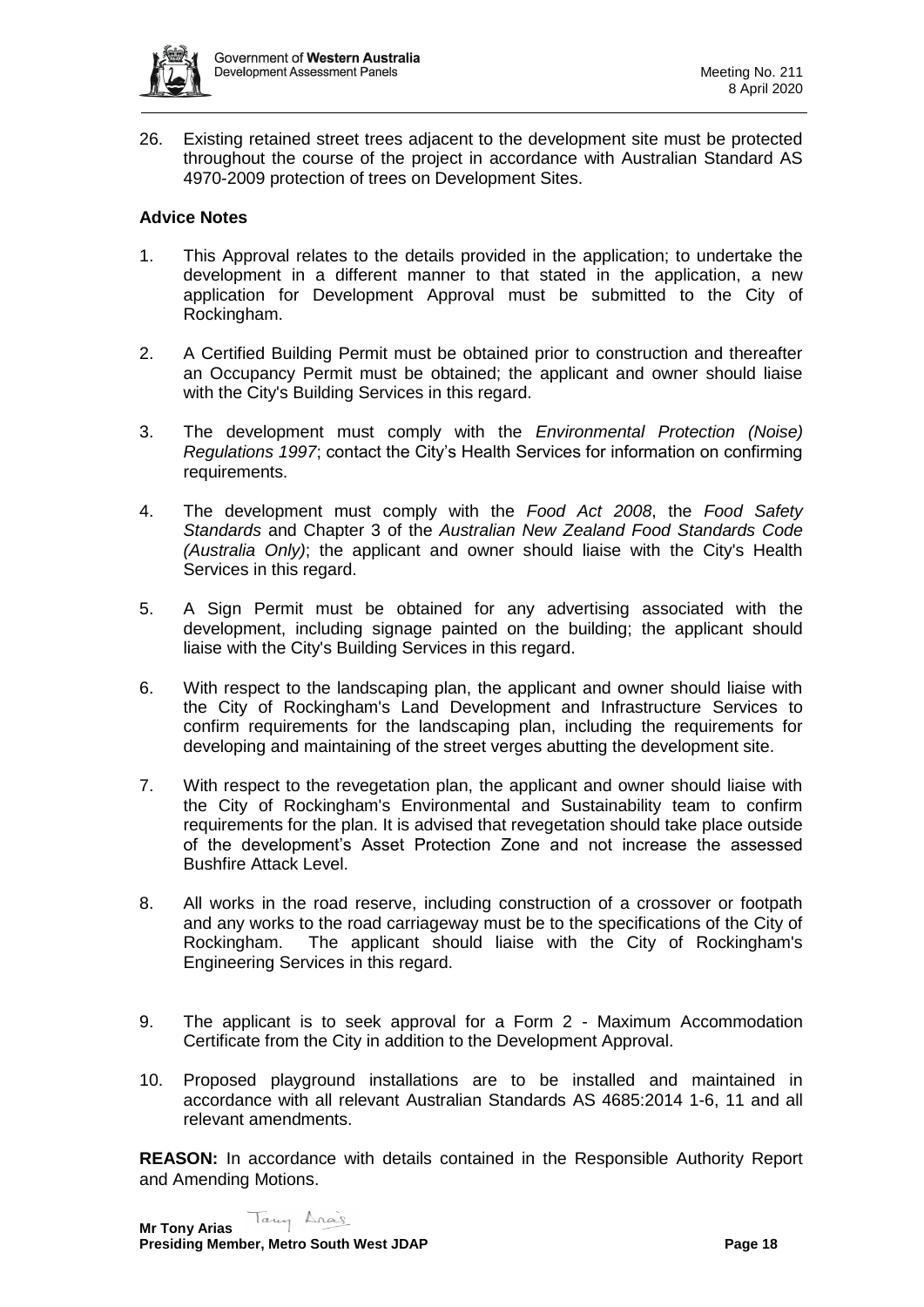26. Existing retained street trees adjacent to the development site must be protected throughout the course of the project in accordance with Australian Standard AS 4970-2009 protection of trees on Development Sites.

**Advice Notes**

1. This Approval relates to the details provided in the application; to undertake the development in a different manner to that stated in the application, a new application for Development Approval must be submitted to the City of Rockingham.

2. A Certified Building Permit must be obtained prior to construction and thereafter an Occupancy Permit must be obtained; the applicant and owner should liaise with the City's Building Services in this regard.

3. The development must comply with the *Environmental Protection (Noise) Regulations 1997*; contact the City's Health Services for information on confirming requirements.

4. The development must comply with the *Food Act 2008*, the *Food Safety Standards* and Chapter 3 of the *Australian New Zealand Food Standards Code (Australia Only)*; the applicant and owner should liaise with the City's Health Services in this regard.

5. A Sign Permit must be obtained for any advertising associated with the development, including signage painted on the building; the applicant should liaise with the City's Building Services in this regard.

6. With respect to the landscaping plan, the applicant and owner should liaise with the City of Rockingham's Land Development and Infrastructure Services to confirm requirements for the landscaping plan, including the requirements for developing and maintaining of the street verges abutting the development site.

7. With respect to the revegetation plan, the applicant and owner should liaise with the City of Rockingham's Environmental and Sustainability team to confirm requirements for the plan. It is advised that revegetation should take place outside of the development's Asset Protection Zone and not increase the assessed Bushfire Attack Level.

8. All works in the road reserve, including construction of a crossover or footpath and any works to the road carriageway must be to the specifications of the City of Rockingham. The applicant should liaise with the City of Rockingham's Engineering Services in this regard.

9. The applicant is to seek approval for a Form 2 - Maximum Accommodation Certificate from the City in addition to the Development Approval.

10. Proposed playground installations are to be installed and maintained in accordance with all relevant Australian Standards AS 4685:2014 1-6, 11 and all relevant amendments.

**REASON:** In accordance with details contained in the Responsible Authority Report and Amending Motions.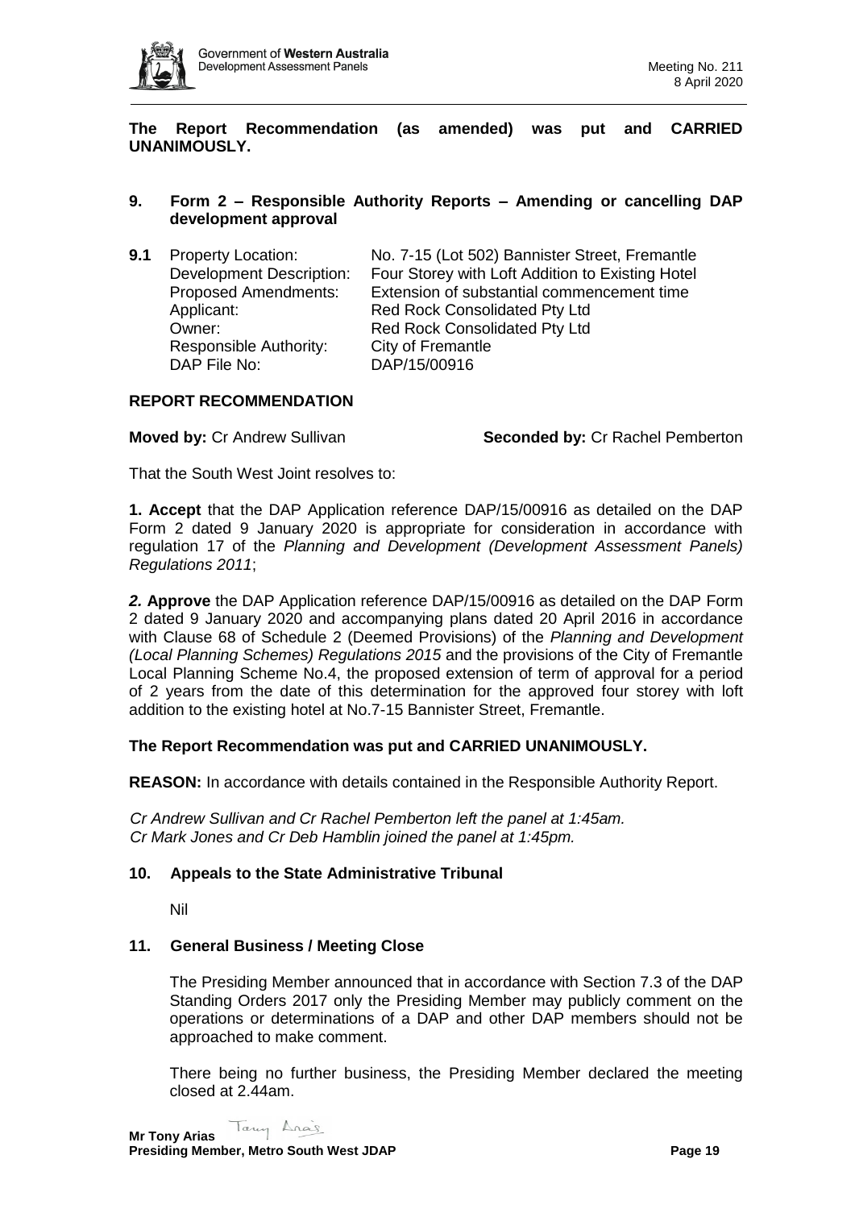**The Report Recommendation (as amended) was put and CARRIED UNANIMOUSLY.**

## 9. Form 2 – Responsible Authority Reports – Amending or cancelling DAP development approval

| | | |
|---|---|---|
| **9.1** | Property Location: | No. 7-15 (Lot 502) Bannister Street, Fremantle |
| | Development Description: | Four Storey with Loft Addition to Existing Hotel |
| | Proposed Amendments: | Extension of substantial commencement time |
| | Applicant: | Red Rock Consolidated Pty Ltd |
| | Owner: | Red Rock Consolidated Pty Ltd |
| | Responsible Authority: | City of Fremantle |
| | DAP File No: | DAP/15/00916 |

### REPORT RECOMMENDATION

**Moved by:** Cr Andrew Sullivan **Seconded by:** Cr Rachel Pemberton

That the South West Joint resolves to:

**1. Accept** that the DAP Application reference DAP/15/00916 as detailed on the DAP Form 2 dated 9 January 2020 is appropriate for consideration in accordance with regulation 17 of the *Planning and Development (Development Assessment Panels) Regulations 2011*;

***2.* Approve** the DAP Application reference DAP/15/00916 as detailed on the DAP Form 2 dated 9 January 2020 and accompanying plans dated 20 April 2016 in accordance with Clause 68 of Schedule 2 (Deemed Provisions) of the *Planning and Development (Local Planning Schemes) Regulations 2015* and the provisions of the City of Fremantle Local Planning Scheme No.4, the proposed extension of term of approval for a period of 2 years from the date of this determination for the approved four storey with loft addition to the existing hotel at No.7-15 Bannister Street, Fremantle.

**The Report Recommendation was put and CARRIED UNANIMOUSLY.**

**REASON:** In accordance with details contained in the Responsible Authority Report.

*Cr Andrew Sullivan and Cr Rachel Pemberton left the panel at 1:45am.*
*Cr Mark Jones and Cr Deb Hamblin joined the panel at 1:45pm.*

## 10. Appeals to the State Administrative Tribunal

Nil

## 11. General Business / Meeting Close

The Presiding Member announced that in accordance with Section 7.3 of the DAP Standing Orders 2017 only the Presiding Member may publicly comment on the operations or determinations of a DAP and other DAP members should not be approached to make comment.

There being no further business, the Presiding Member declared the meeting closed at 2.44am.

**Mr Tony Arias**
**Presiding Member, Metro South West JDAP**